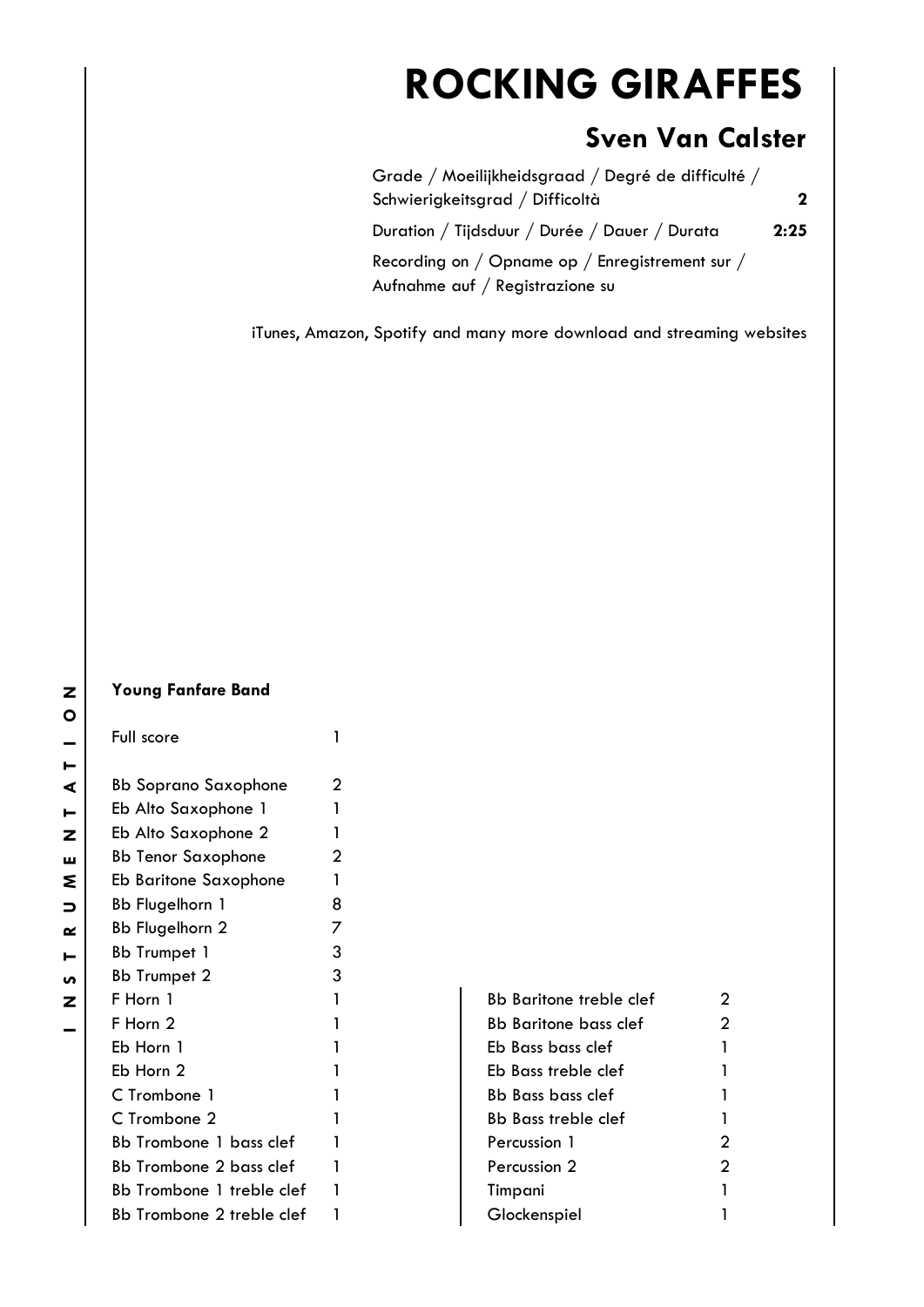# ROCKING GIRAFFES

## Sven Van Calster

| | |
|---|---|
| Grade / Moeilijkheidsgraad / Degré de difficulté / Schwierigkeitsgrad / Difficoltà | **2** |
| Duration / Tijdsduur / Durée / Dauer / Durata | **2:25** |
| Recording on / Opname op / Enregistrement sur / Aufnahme auf / Registrazione su | |

iTunes, Amazon, Spotify and many more download and streaming websites

INSTRUMENTATION

**Young Fanfare Band**

| Instrument | Qty |
|---|---|
| Full score | 1 |
| Bb Soprano Saxophone | 2 |
| Eb Alto Saxophone 1 | 1 |
| Eb Alto Saxophone 2 | 1 |
| Bb Tenor Saxophone | 2 |
| Eb Baritone Saxophone | 1 |
| Bb Flugelhorn 1 | 8 |
| Bb Flugelhorn 2 | 7 |
| Bb Trumpet 1 | 3 |
| Bb Trumpet 2 | 3 |
| F Horn 1 | 1 |
| F Horn 2 | 1 |
| Eb Horn 1 | 1 |
| Eb Horn 2 | 1 |
| C Trombone 1 | 1 |
| C Trombone 2 | 1 |
| Bb Trombone 1 bass clef | 1 |
| Bb Trombone 2 bass clef | 1 |
| Bb Trombone 1 treble clef | 1 |
| Bb Trombone 2 treble clef | 1 |
| Bb Baritone treble clef | 2 |
| Bb Baritone bass clef | 2 |
| Eb Bass bass clef | 1 |
| Eb Bass treble clef | 1 |
| Bb Bass bass clef | 1 |
| Bb Bass treble clef | 1 |
| Percussion 1 | 2 |
| Percussion 2 | 2 |
| Timpani | 1 |
| Glockenspiel | 1 |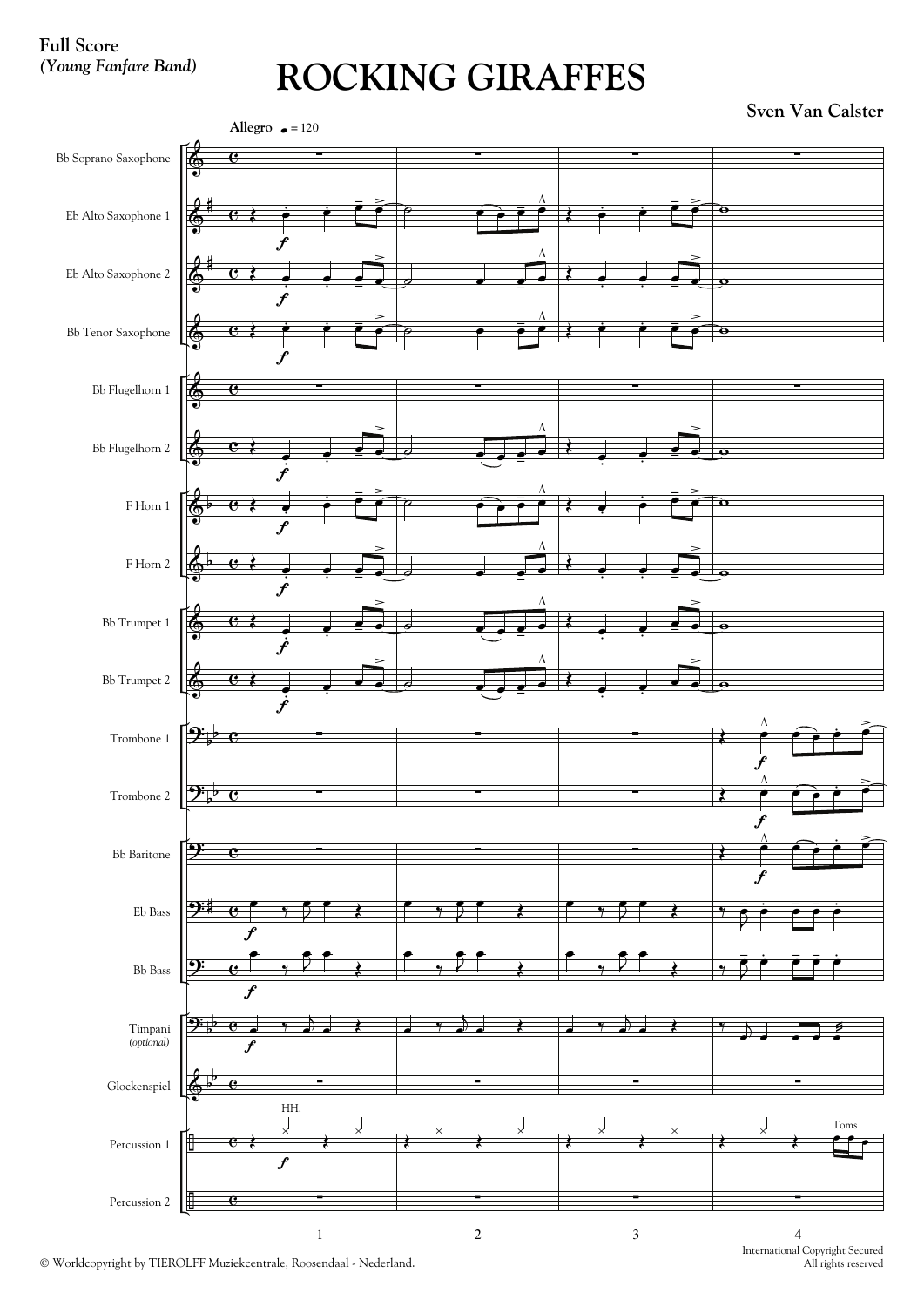**Full Score**
***(Young Fanfare Band)***

# ROCKING GIRAFFES

**Sven Van Calster**

**Allegro** ♩ = 120

Bb Soprano Saxophone
Eb Alto Saxophone 1
Eb Alto Saxophone 2
Bb Tenor Saxophone
Bb Flugelhorn 1
Bb Flugelhorn 2
F Horn 1
F Horn 2
Bb Trumpet 1
Bb Trumpet 2
Trombone 1
Trombone 2
Bb Baritone
Eb Bass
Bb Bass
Timpani *(optional)*
Glockenspiel
Percussion 1
Percussion 2

HH.

Toms

© Worldcopyright by TIEROLFF Muziekcentrale, Roosendaal - Nederland.

International Copyright Secured
All rights reserved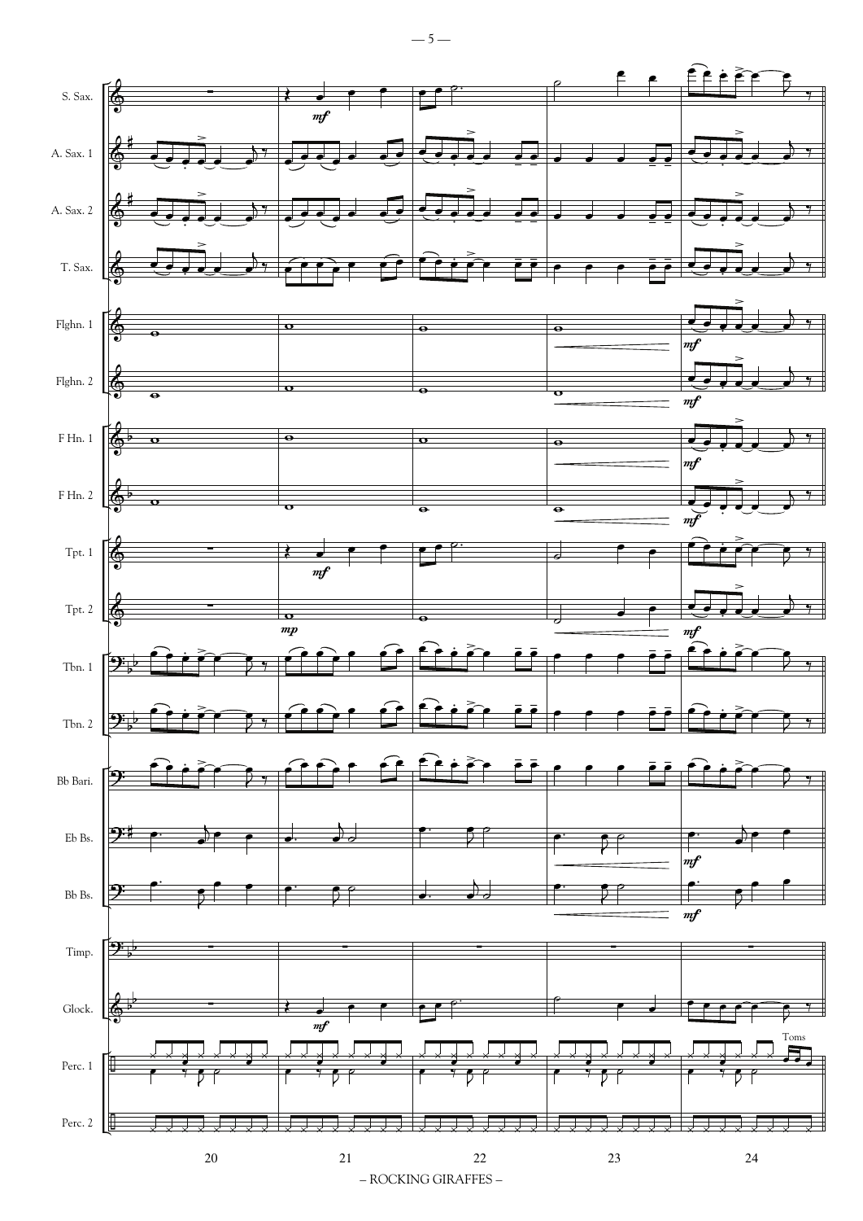S. Sax.
A. Sax. 1
A. Sax. 2
T. Sax.
Flghn. 1
Flghn. 2
F Hn. 1
F Hn. 2
Tpt. 1
Tpt. 2
Tbn. 1
Tbn. 2
Bb Bari.
Eb Bs.
Bb Bs.
Timp.
Glock.
Perc. 1
Perc. 2

20 21 22 23 24

– ROCKING GIRAFFES –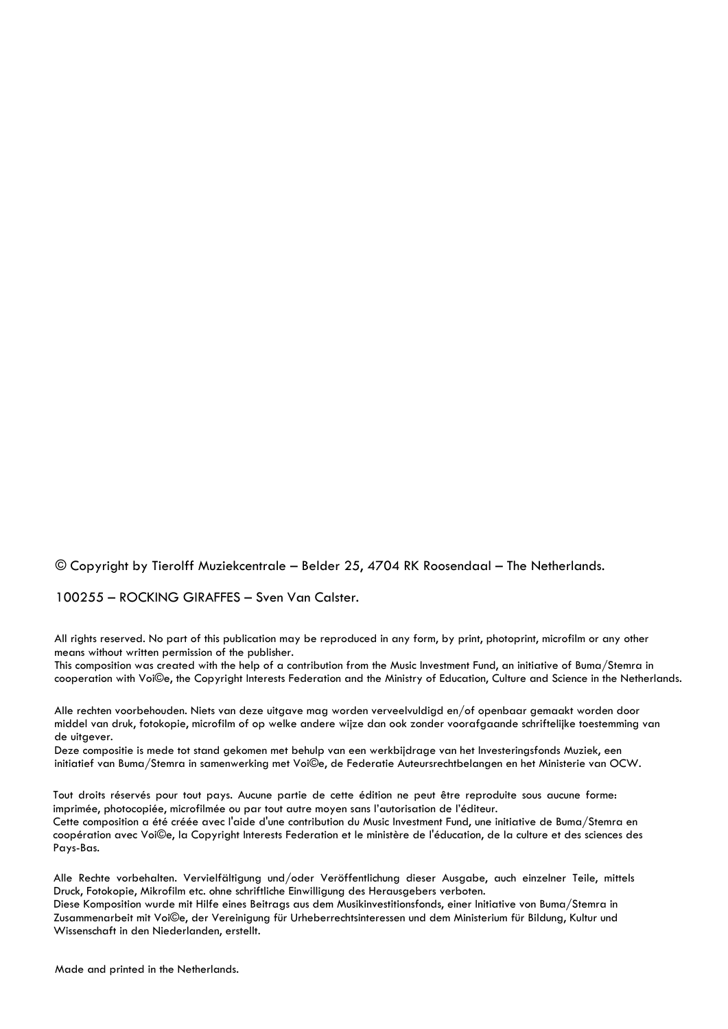© Copyright by Tierolff Muziekcentrale – Belder 25, 4704 RK Roosendaal – The Netherlands.

100255 – ROCKING GIRAFFES – Sven Van Calster.

All rights reserved. No part of this publication may be reproduced in any form, by print, photoprint, microfilm or any other means without written permission of the publisher.
This composition was created with the help of a contribution from the Music Investment Fund, an initiative of Buma/Stemra in cooperation with Voi©e, the Copyright Interests Federation and the Ministry of Education, Culture and Science in the Netherlands.

Alle rechten voorbehouden. Niets van deze uitgave mag worden verveelvuldigd en/of openbaar gemaakt worden door middel van druk, fotokopie, microfilm of op welke andere wijze dan ook zonder voorafgaande schriftelijke toestemming van de uitgever.
Deze compositie is mede tot stand gekomen met behulp van een werkbijdrage van het Investeringsfonds Muziek, een initiatief van Buma/Stemra in samenwerking met Voi©e, de Federatie Auteursrechtbelangen en het Ministerie van OCW.

Tout droits réservés pour tout pays. Aucune partie de cette édition ne peut être reproduite sous aucune forme: imprimée, photocopiée, microfilmée ou par tout autre moyen sans l'autorisation de l'éditeur.
Cette composition a été créée avec l'aide d'une contribution du Music Investment Fund, une initiative de Buma/Stemra en coopération avec Voi©e, la Copyright Interests Federation et le ministère de l'éducation, de la culture et des sciences des Pays-Bas.

Alle Rechte vorbehalten. Vervielfältigung und/oder Veröffentlichung dieser Ausgabe, auch einzelner Teile, mittels Druck, Fotokopie, Mikrofilm etc. ohne schriftliche Einwilligung des Herausgebers verboten.
Diese Komposition wurde mit Hilfe eines Beitrags aus dem Musikinvestitionsfonds, einer Initiative von Buma/Stemra in Zusammenarbeit mit Voi©e, der Vereinigung für Urheberrechtsinteressen und dem Ministerium für Bildung, Kultur und Wissenschaft in den Niederlanden, erstellt.

Made and printed in the Netherlands.